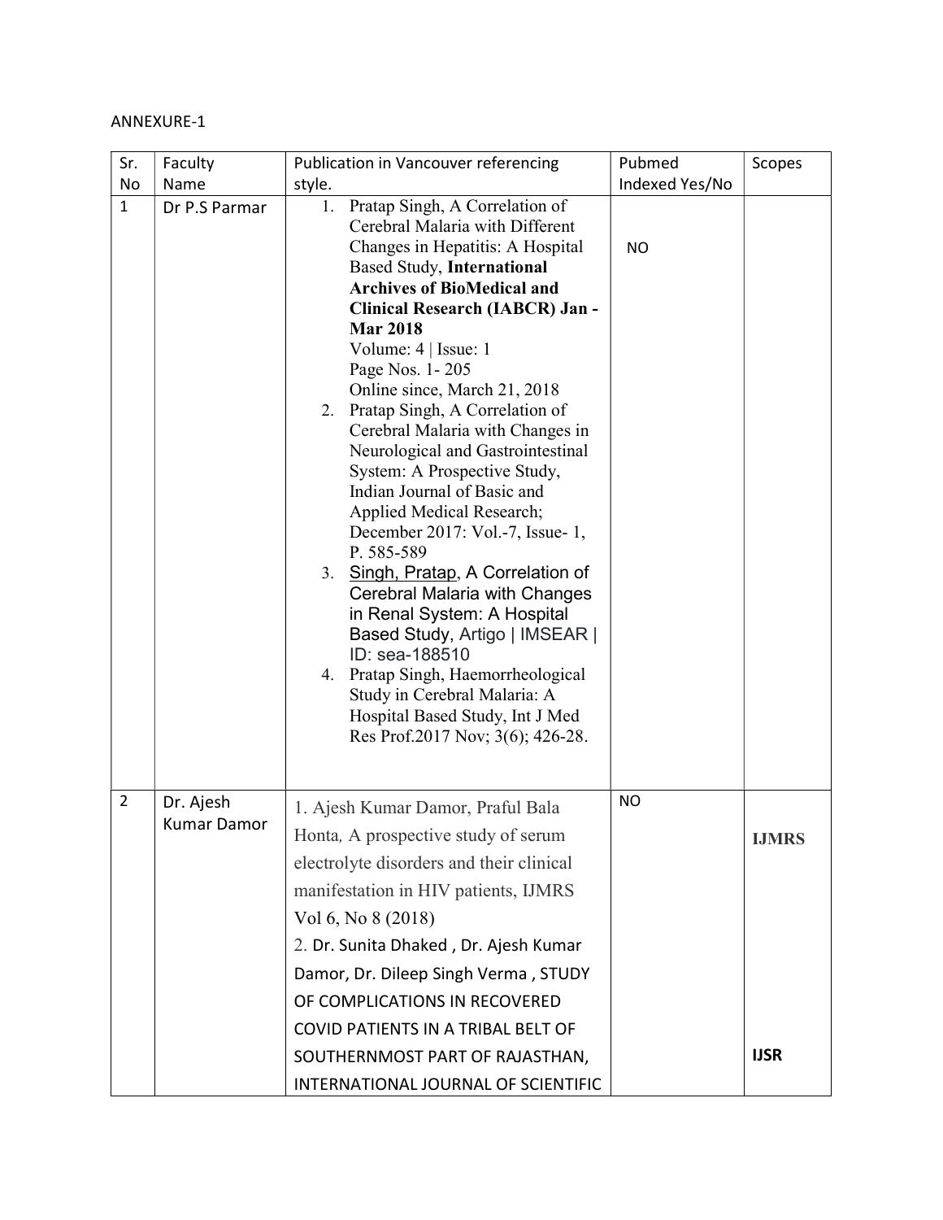ANNEXURE-1

| Sr. No | Faculty Name | Publication in Vancouver referencing style. | Pubmed Indexed Yes/No | Scopes |
|---|---|---|---|---|
| 1 | Dr P.S Parmar | 1. Pratap Singh, A Correlation of Cerebral Malaria with Different Changes in Hepatitis: A Hospital Based Study, **International Archives of BioMedical and Clinical Research (IABCR) Jan - Mar 2018** Volume: 4 \| Issue: 1 Page Nos. 1- 205 Online since, March 21, 2018<br>2. Pratap Singh, A Correlation of Cerebral Malaria with Changes in Neurological and Gastrointestinal System: A Prospective Study, Indian Journal of Basic and Applied Medical Research; December 2017: Vol.-7, Issue- 1, P. 585-589<br>3. Singh, Pratap, A Correlation of Cerebral Malaria with Changes in Renal System: A Hospital Based Study, Artigo \| IMSEAR \| ID: sea-188510<br>4. Pratap Singh, Haemorrheological Study in Cerebral Malaria: A Hospital Based Study, Int J Med Res Prof.2017 Nov; 3(6); 426-28. | NO | |
| 2 | Dr. Ajesh Kumar Damor | 1. Ajesh Kumar Damor, Praful Bala Honta, A prospective study of serum electrolyte disorders and their clinical manifestation in HIV patients, IJMRS Vol 6, No 8 (2018)<br>2. Dr. Sunita Dhaked , Dr. Ajesh Kumar Damor, Dr. Dileep Singh Verma , STUDY OF COMPLICATIONS IN RECOVERED COVID PATIENTS IN A TRIBAL BELT OF SOUTHERNMOST PART OF RAJASTHAN, INTERNATIONAL JOURNAL OF SCIENTIFIC | NO | **IJMRS**<br><br>**IJSR** |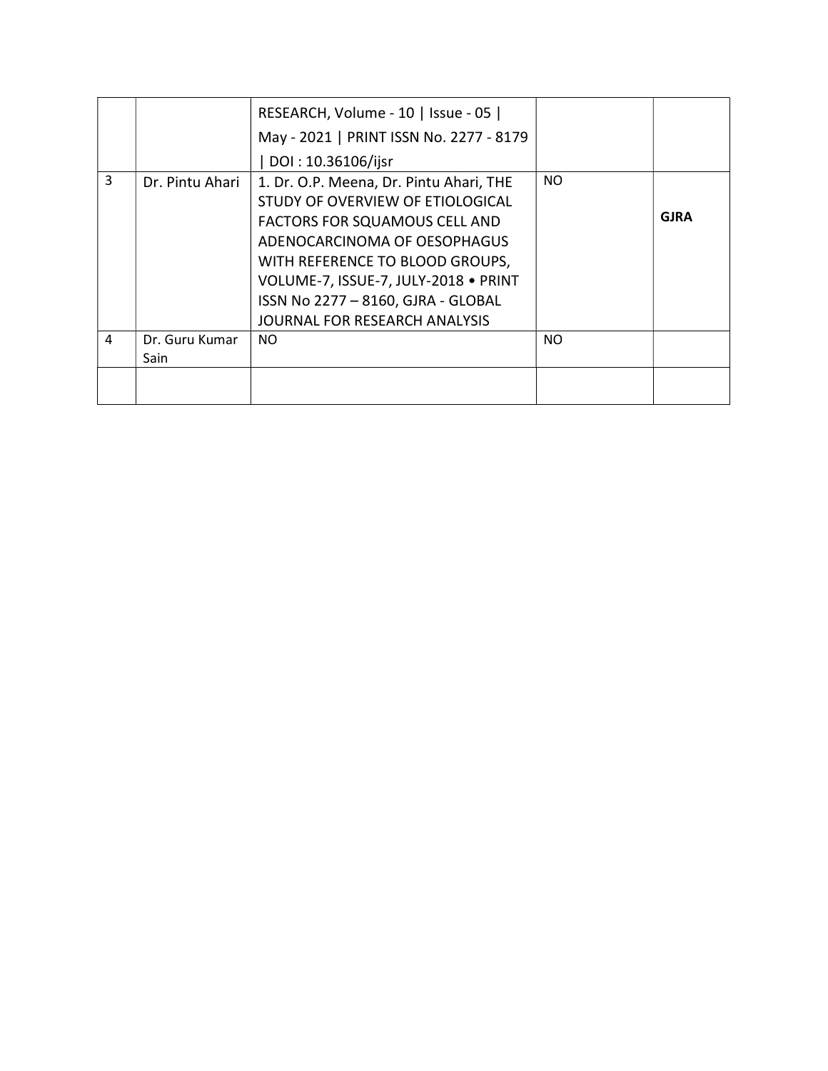| | | | | |
|---|---|---|---|---|
| | | RESEARCH, Volume - 10 \| Issue - 05 \| May - 2021 \| PRINT ISSN No. 2277 - 8179 \| DOI : 10.36106/ijsr | | |
| 3 | Dr. Pintu Ahari | 1. Dr. O.P. Meena, Dr. Pintu Ahari, THE STUDY OF OVERVIEW OF ETIOLOGICAL FACTORS FOR SQUAMOUS CELL AND ADENOCARCINOMA OF OESOPHAGUS WITH REFERENCE TO BLOOD GROUPS, VOLUME-7, ISSUE-7, JULY-2018 • PRINT ISSN No 2277 – 8160, GJRA - GLOBAL JOURNAL FOR RESEARCH ANALYSIS | NO | **GJRA** |
| 4 | Dr. Guru Kumar Sain | NO | NO | |
| | | | | |